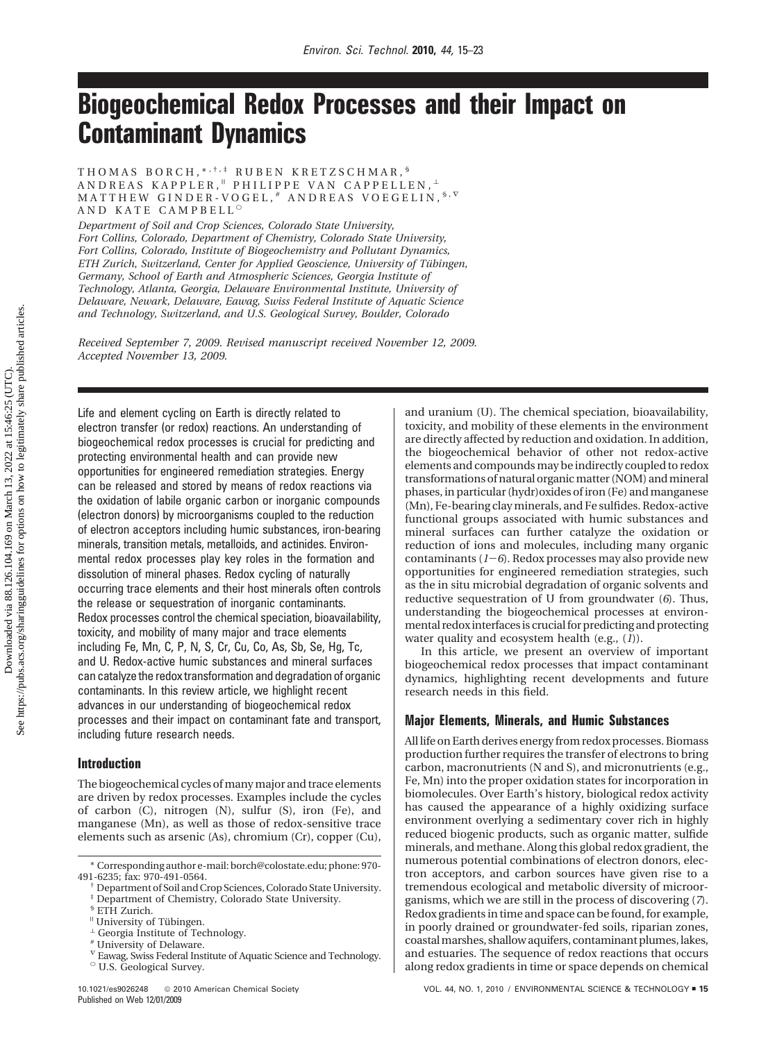# Biogeochemical Redox Processes and their Impact on Contaminant Dynamics

THOMAS BORCH,[*,†,‡] RUBEN KRETZSCHMAR,[§] ANDREAS KAPPLER,[∥] PHILIPPE VAN CAPPELLEN,[⊥] MATTHEW GINDER-VOGEL,[#] ANDREAS VOEGELIN,[§,∇] AND KATE CAMPBELL[○]

*Department of Soil and Crop Sciences, Colorado State University, Fort Collins, Colorado, Department of Chemistry, Colorado State University, Fort Collins, Colorado, Institute of Biogeochemistry and Pollutant Dynamics, ETH Zurich, Switzerland, Center for Applied Geoscience, University of Tübingen, Germany, School of Earth and Atmospheric Sciences, Georgia Institute of Technology, Atlanta, Georgia, Delaware Environmental Institute, University of Delaware, Newark, Delaware, Eawag, Swiss Federal Institute of Aquatic Science and Technology, Switzerland, and U.S. Geological Survey, Boulder, Colorado*

*Received September 7, 2009. Revised manuscript received November 12, 2009. Accepted November 13, 2009.*

Life and element cycling on Earth is directly related to electron transfer (or redox) reactions. An understanding of biogeochemical redox processes is crucial for predicting and protecting environmental health and can provide new opportunities for engineered remediation strategies. Energy can be released and stored by means of redox reactions via the oxidation of labile organic carbon or inorganic compounds (electron donors) by microorganisms coupled to the reduction of electron acceptors including humic substances, iron-bearing minerals, transition metals, metalloids, and actinides. Environmental redox processes play key roles in the formation and dissolution of mineral phases. Redox cycling of naturally occurring trace elements and their host minerals often controls the release or sequestration of inorganic contaminants. Redox processes control the chemical speciation, bioavailability, toxicity, and mobility of many major and trace elements including Fe, Mn, C, P, N, S, Cr, Cu, Co, As, Sb, Se, Hg, Tc, and U. Redox-active humic substances and mineral surfaces can catalyze the redox transformation and degradation of organic contaminants. In this review article, we highlight recent advances in our understanding of biogeochemical redox processes and their impact on contaminant fate and transport, including future research needs.

## Introduction

The biogeochemical cycles of many major and trace elements are driven by redox processes. Examples include the cycles of carbon (C), nitrogen (N), sulfur (S), iron (Fe), and manganese (Mn), as well as those of redox-sensitive trace elements such as arsenic (As), chromium (Cr), copper (Cu), and uranium (U). The chemical speciation, bioavailability, toxicity, and mobility of these elements in the environment are directly affected by reduction and oxidation. In addition, the biogeochemical behavior of other not redox-active elements and compounds may be indirectly coupled to redox transformations of natural organic matter (NOM) and mineral phases, in particular (hydr)oxides of iron (Fe) and manganese (Mn), Fe-bearing clay minerals, and Fe sulfides. Redox-active functional groups associated with humic substances and mineral surfaces can further catalyze the oxidation or reduction of ions and molecules, including many organic contaminants (*1*–*6*). Redox processes may also provide new opportunities for engineered remediation strategies, such as the in situ microbial degradation of organic solvents and reductive sequestration of U from groundwater (*6*). Thus, understanding the biogeochemical processes at environmental redox interfaces is crucial for predicting and protecting water quality and ecosystem health (e.g., (*1*)).

In this article, we present an overview of important biogeochemical redox processes that impact contaminant dynamics, highlighting recent developments and future research needs in this field.

## Major Elements, Minerals, and Humic Substances

All life on Earth derives energy from redox processes. Biomass production further requires the transfer of electrons to bring carbon, macronutrients (N and S), and micronutrients (e.g., Fe, Mn) into the proper oxidation states for incorporation in biomolecules. Over Earth's history, biological redox activity has caused the appearance of a highly oxidizing surface environment overlying a sedimentary cover rich in highly reduced biogenic products, such as organic matter, sulfide minerals, and methane. Along this global redox gradient, the numerous potential combinations of electron donors, electron acceptors, and carbon sources have given rise to a tremendous ecological and metabolic diversity of microorganisms, which we are still in the process of discovering (*7*). Redox gradients in time and space can be found, for example, in poorly drained or groundwater-fed soils, riparian zones, coastal marshes, shallow aquifers, contaminant plumes, lakes, and estuaries. The sequence of redox reactions that occurs along redox gradients in time or space depends on chemical

---

\* Corresponding author e-mail: borch@colostate.edu; phone: 970-491-6235; fax: 970-491-0564.

† Department of Soil and Crop Sciences, Colorado State University.

‡ Department of Chemistry, Colorado State University.

§ ETH Zurich.

∥ University of Tübingen.

⊥ Georgia Institute of Technology.

\# University of Delaware.

∇ Eawag, Swiss Federal Institute of Aquatic Science and Technology.

○ U.S. Geological Survey.

10.1021/es9026248 © 2010 American Chemical Society
Published on Web 12/01/2009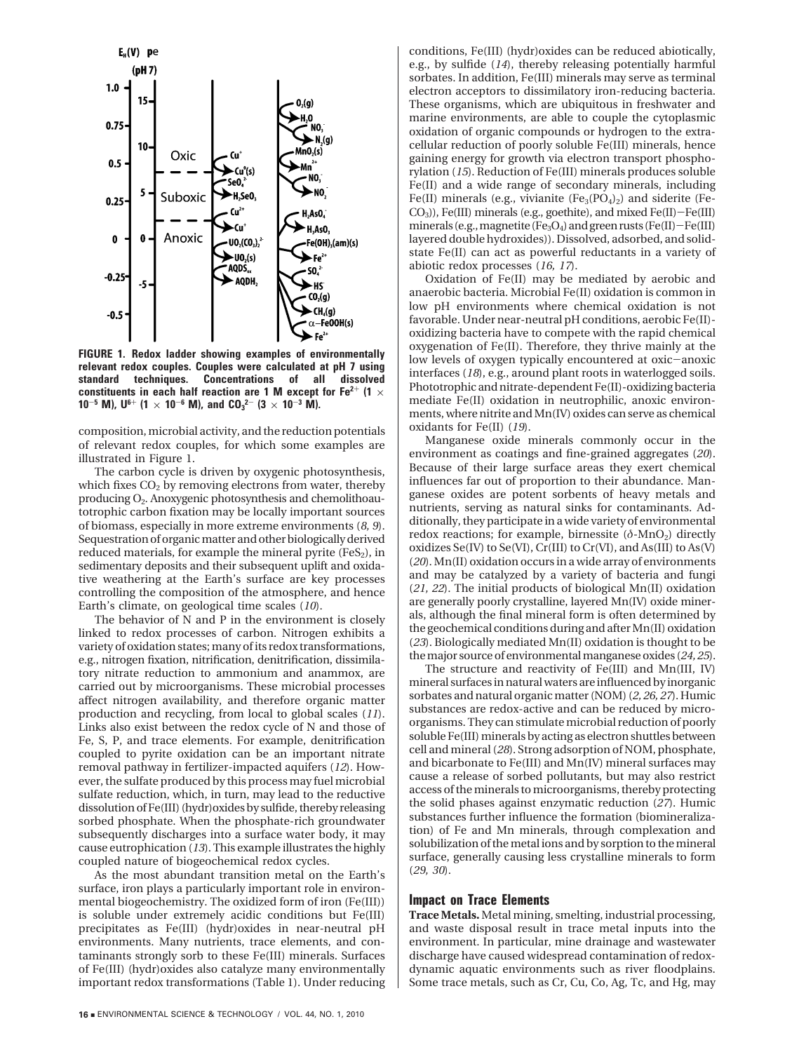FIGURE 1. Redox ladder showing examples of environmentally relevant redox couples. Couples were calculated at pH 7 using standard techniques. Concentrations of all dissolved constituents in each half reaction are 1 M except for $Fe^{2+}$ ($1 \times 10^{-5}$ M), $U^{6+}$ ($1 \times 10^{-6}$ M), and $CO_3^{2-}$ ($3 \times 10^{-3}$ M).

composition, microbial activity, and the reduction potentials of relevant redox couples, for which some examples are illustrated in Figure 1.

The carbon cycle is driven by oxygenic photosynthesis, which fixes $CO_2$ by removing electrons from water, thereby producing $O_2$. Anoxygenic photosynthesis and chemolithoautotrophic carbon fixation may be locally important sources of biomass, especially in more extreme environments (*8, 9*). Sequestration of organic matter and other biologically derived reduced materials, for example the mineral pyrite ($FeS_2$), in sedimentary deposits and their subsequent uplift and oxidative weathering at the Earth's surface are key processes controlling the composition of the atmosphere, and hence Earth's climate, on geological time scales (*10*).

The behavior of N and P in the environment is closely linked to redox processes of carbon. Nitrogen exhibits a variety of oxidation states; many of its redox transformations, e.g., nitrogen fixation, nitrification, denitrification, dissimilatory nitrate reduction to ammonium and anammox, are carried out by microorganisms. These microbial processes affect nitrogen availability, and therefore organic matter production and recycling, from local to global scales (*11*). Links also exist between the redox cycle of N and those of Fe, S, P, and trace elements. For example, denitrification coupled to pyrite oxidation can be an important nitrate removal pathway in fertilizer-impacted aquifers (*12*). However, the sulfate produced by this process may fuel microbial sulfate reduction, which, in turn, may lead to the reductive dissolution of Fe(III) oxides by sulfide, thereby releasing sorbed phosphate. When the phosphate-rich groundwater subsequently discharges into a surface water body, it may cause eutrophication (*13*). This example illustrates the highly coupled nature of biogeochemical redox cycles.

As the most abundant transition metal on the Earth's surface, iron plays a particularly important role in environmental biogeochemistry. The oxidized form of iron (Fe(III)) is soluble under extremely acidic conditions but Fe(III) precipitates as Fe(III) (hydr)oxides in near-neutral pH environments. Many nutrients, trace elements, and contaminants strongly sorb to these Fe(III) minerals. Surfaces of Fe(III) (hydr)oxides also catalyze many environmentally important redox transformations (Table 1). Under reducing conditions, Fe(III) (hydr)oxides can be reduced abiotically, e.g., by sulfide (*14*), thereby releasing potentially harmful sorbates. In addition, Fe(III) minerals may serve as terminal electron acceptors to dissimilatory iron-reducing bacteria. These organisms, which are ubiquitous in freshwater and marine environments, are able to couple the cytoplasmic oxidation of organic compounds or hydrogen to the extracellular reduction of poorly soluble Fe(III) minerals, hence gaining energy for growth via electron transport phosphorylation (*15*). Reduction of Fe(III) minerals produces soluble Fe(II) and a wide range of secondary minerals, including Fe(II) minerals (e.g., vivianite ($Fe_3(PO_4)_2$) and siderite ($FeCO_3$)), Fe(III) minerals (e.g., goethite), and mixed Fe(II)−Fe(III) minerals (e.g., magnetite ($Fe_3O_4$) and green rusts (Fe(II)−Fe(III) layered double hydroxides)). Dissolved, adsorbed, and solid-state Fe(II) can act as powerful reductants in a variety of abiotic redox processes (*16, 17*).

Oxidation of Fe(II) may be mediated by aerobic and anaerobic bacteria. Microbial Fe(II) oxidation is common in low pH environments where chemical oxidation is not favorable. Under near-neutral pH conditions, aerobic Fe(II)-oxidizing bacteria have to compete with the rapid chemical oxygenation of Fe(II). Therefore, they thrive mainly at the low levels of oxygen typically encountered at oxic−anoxic interfaces (*18*), e.g., around plant roots in waterlogged soils. Phototrophic and nitrate-dependent Fe(II)-oxidizing bacteria mediate Fe(II) oxidation in neutrophilic, anoxic environments, where nitrite and Mn(IV) oxides can serve as chemical oxidants for Fe(II) (*19*).

Manganese oxide minerals commonly occur in the environment as coatings and fine-grained aggregates (*20*). Because of their large surface areas they exert chemical influences far out of proportion to their abundance. Manganese oxides are potent sorbents of heavy metals and nutrients, serving as natural sinks for contaminants. Additionally, they participate in a wide variety of environmental redox reactions; for example, birnessite ($\delta$-$MnO_2$) directly oxidizes Se(IV) to Se(VI), Cr(III) to Cr(VI), and As(III) to As(V) (*20*). Mn(II) oxidation occurs in a wide array of environments and may be catalyzed by a variety of bacteria and fungi (*21, 22*). The initial products of biological Mn(II) oxidation are generally poorly crystalline, layered Mn(IV) oxide minerals, although the final mineral form is often determined by the geochemical conditions during and after Mn(II) oxidation (*23*). Biologically mediated Mn(II) oxidation is thought to be the major source of environmental manganese oxides (*24, 25*).

The structure and reactivity of Fe(III) and Mn(III, IV) mineral surfaces in natural waters are influenced by inorganic sorbates and natural organic matter (NOM) (*2, 26, 27*). Humic substances are redox-active and can be reduced by microorganisms. They can stimulate microbial reduction of poorly soluble Fe(III) minerals by acting as electron shuttles between cell and mineral (*28*). Strong adsorption of NOM, phosphate, and bicarbonate to Fe(III) and Mn(IV) mineral surfaces may cause a release of sorbed pollutants, but may also restrict access of the minerals to microorganisms, thereby protecting the solid phases against enzymatic reduction (*27*). Humic substances further influence the formation (biomineralization) of Fe and Mn minerals, through complexation and solubilization of the metal ions and by sorption to the mineral surface, generally causing less crystalline minerals to form (*29, 30*).

## Impact on Trace Elements

**Trace Metals.** Metal mining, smelting, industrial processing, and waste disposal result in trace metal inputs into the environment. In particular, mine drainage and wastewater discharge have caused widespread contamination of redox-dynamic aquatic environments such as river floodplains. Some trace metals, such as Cr, Cu, Co, Ag, Tc, and Hg, may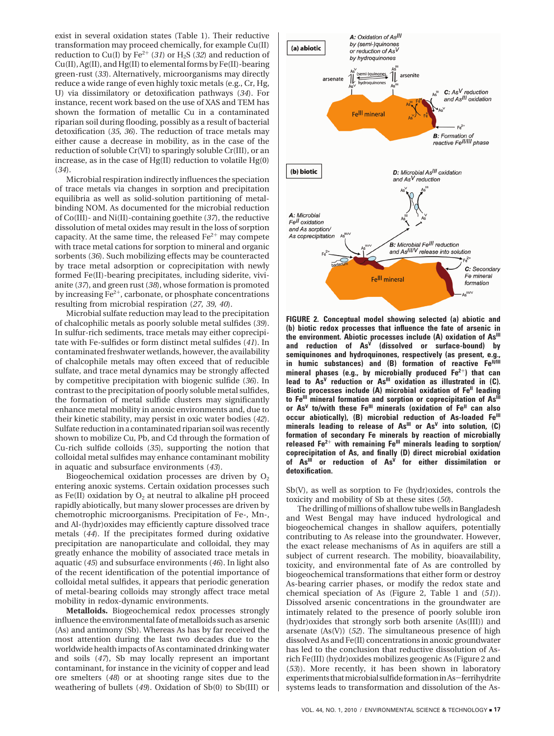exist in several oxidation states (Table 1). Their reductive transformation may proceed chemically, for example Cu(II) reduction to Cu(I) by $Fe^{2+}$ (*31*) or $H_2S$ (*32*) and reduction of Cu(II), Ag(II), and Hg(II) to elemental forms by Fe(II)-bearing green-rust (*33*). Alternatively, microorganisms may directly reduce a wide range of even highly toxic metals (e.g., Cr, Hg, U) via dissimilatory or detoxification pathways (*34*). For instance, recent work based on the use of XAS and TEM has shown the formation of metallic Cu in a contaminated riparian soil during flooding, possibly as a result of bacterial detoxification (*35, 36*). The reduction of trace metals may either cause a decrease in mobility, as in the case of the reduction of soluble Cr(VI) to sparingly soluble Cr(III), or an increase, as in the case of Hg(II) reduction to volatile Hg(0) (*34*).

Microbial respiration indirectly influences the speciation of trace metals via changes in sorption and precipitation equilibria as well as solid-solution partitioning of metal-binding NOM. As documented for the microbial reduction of Co(III)- and Ni(II)-containing goethite (*37*), the reductive dissolution of metal oxides may result in the loss of sorption capacity. At the same time, the released $Fe^{2+}$ may compete with trace metal cations for sorption to mineral and organic sorbents (*36*). Such mobilizing effects may be counteracted by trace metal adsorption or coprecipitation with newly formed Fe(II)-bearing precipitates, including siderite, vivianite (*37*), and green rust (*38*), whose formation is promoted by increasing $Fe^{2+}$, carbonate, or phosphate concentrations resulting from microbial respiration (*27, 39, 40*).

Microbial sulfate reduction may lead to the precipitation of chalcophilic metals as poorly soluble metal sulfides (*39*). In sulfur-rich sediments, trace metals may either coprecipitate with Fe-sulfides or form distinct metal sulfides (*41*). In contaminated freshwater wetlands, however, the availability of chalcophile metals may often exceed that of reducible sulfate, and trace metal dynamics may be strongly affected by competitive precipitation with biogenic sulfide (*36*). In contrast to the precipitation of poorly soluble metal sulfides, the formation of metal sulfide clusters may significantly enhance metal mobility in anoxic environments and, due to their kinetic stability, may persist in oxic water bodies (*42*). Sulfate reduction in a contaminated riparian soil was recently shown to mobilize Cu, Pb, and Cd through the formation of Cu-rich sulfide colloids (*35*), supporting the notion that colloidal metal sulfides may enhance contaminant mobility in aquatic and subsurface environments (*43*).

Biogeochemical oxidation processes are driven by $O_2$ entering anoxic systems. Certain oxidation processes such as Fe(II) oxidation by $O_2$ at neutral to alkaline pH proceed rapidly abiotically, but many slower processes are driven by chemotrophic microorganisms. Precipitation of Fe-, Mn-, and Al-(hydr)oxides may efficiently capture dissolved trace metals (*44*). If the precipitates formed during oxidative precipitation are nanoparticulate and colloidal, they may greatly enhance the mobility of associated trace metals in aquatic (*45*) and subsurface environments (*46*). In light also of the recent identification of the potential importance of colloidal metal sulfides, it appears that periodic generation of metal-bearing colloids may strongly affect trace metal mobility in redox-dynamic environments.

**Metalloids.** Biogeochemical redox processes strongly influence the environmental fate of metalloids such as arsenic (As) and antimony (Sb). Whereas As has by far received the most attention during the last two decades due to the worldwide health impacts of As contaminated drinking water and soils (*47*), Sb may locally represent an important contaminant, for instance in the vicinity of copper and lead ore smelters (*48*) or at shooting range sites due to the weathering of bullets (*49*). Oxidation of Sb(0) to Sb(III) or Sb(V), as well as sorption to Fe (hydr)oxides, controls the toxicity and mobility of Sb at these sites (*50*).

**FIGURE 2. Conceptual model showing selected (a) abiotic and (b) biotic redox processes that influence the fate of arsenic in the environment. Abiotic processes include (A) oxidation of $As^{III}$ and reduction of $As^{V}$ (dissolved or surface-bound) by semiquinones and hydroquinones, respectively (as present, e.g., in humic substances) and (B) formation of reactive $Fe^{II/III}$ mineral phases (e.g., by microbially produced $Fe^{2+}$) that can lead to $As^{V}$ reduction or $As^{III}$ oxidation as illustrated in (C). Biotic processes include (A) microbial oxidation of $Fe^{II}$ leading to $Fe^{III}$ mineral formation and sorption or coprecipitation of $As^{III}$ or $As^{V}$ to/with these $Fe^{III}$ minerals (oxidation of $Fe^{II}$ can also occur abiotically), (B) microbial reduction of As-loaded $Fe^{III}$ minerals leading to release of $As^{III}$ or $As^{V}$ into solution, (C) formation of secondary Fe minerals by reaction of microbially released $Fe^{2+}$ with remaining $Fe^{III}$ minerals leading to sorption/coprecipitation of As, and finally (D) direct microbial oxidation of $As^{III}$ or reduction of $As^{V}$ for either dissimilation or detoxification.**

The drilling of millions of shallow tube wells in Bangladesh and West Bengal may have induced hydrological and biogeochemical changes in shallow aquifers, potentially contributing to As release into the groundwater. However, the exact release mechanisms of As in aquifers are still a subject of current research. The mobility, bioavailability, toxicity, and environmental fate of As are controlled by biogeochemical transformations that either form or destroy As-bearing carrier phases, or modify the redox state and chemical speciation of As (Figure 2, Table 1 and (*51*)). Dissolved arsenic concentrations in the groundwater are intimately related to the presence of poorly soluble iron (hydr)oxides that strongly sorb both arsenite (As(III)) and arsenate (As(V)) (*52*). The simultaneous presence of high dissolved As and Fe(II) concentrations in anoxic groundwater has led to the conclusion that reductive dissolution of As-rich Fe(III) (hydr)oxides mobilizes geogenic As (Figure 2 and (*53*)). More recently, it has been shown in laboratory experiments that microbial sulfide formation in As–ferrihydrite systems leads to transformation and dissolution of the As-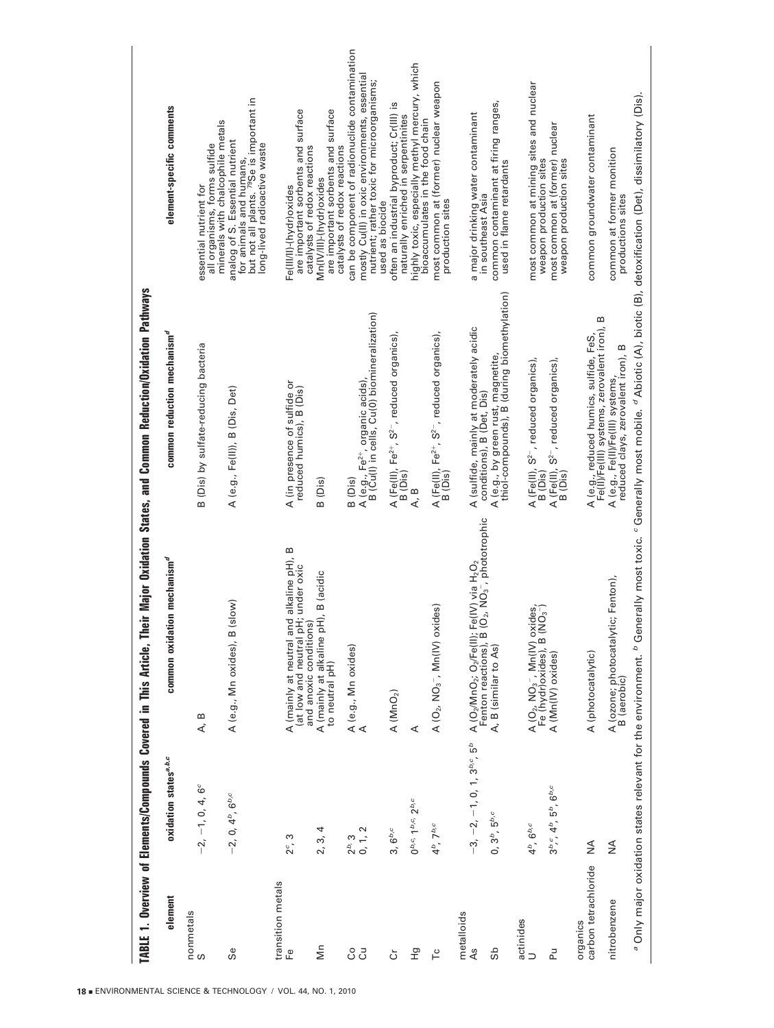**TABLE 1. Overview of Elements/Compounds Covered in This Article, Their Major Oxidation States, and Common Reduction/Oxidation Pathways**

| element | oxidation states[a,b,c] | common oxidation mechanism[d] | common reduction mechanism[d] | element-specific comments |
|---|---|---|---|---|
| nonmetals | | | | |
| S | −2, −1, 0, 4, 6[c] | A, B | B (Dis) by sulfate-reducing bacteria | essential nutrient for all organisms, forms sulfide minerals with chalcophile metals |
| Se | −2, 0, 4[b], 6[b,c] | A (e.g., Mn oxides), B (slow) | A (e.g., Fe(II)), B (Dis, Det) | analog of S. Essential nutrient for animals and humans, but not all plants. [79]Se is important in long-lived radioactive waste |
| transition metals | | | | |
| Fe | 2[c], 3 | A (mainly at neutral and alkaline pH), B (at low and neutral pH; under oxic and anoxic conditions) | A (in presence of sulfide or reduced humics), B (Dis) | Fe(III/II)-(hydr)oxides are important sorbents and surface catalysts of redox reactions |
| Mn | 2, 3, 4 | A (mainly at alkaline pH), B (acidic to neutral pH) | B (Dis) | Mn(IV/III)-(hydr)oxides are important sorbents and surface catalysts of redox reactions |
| Co | 2[b], 3 | A (e.g., Mn oxides) | B (Dis) | can be component of radionuclide contamination |
| Cu | 0, 1, 2 | A | A (e.g., $Fe^{2+}$, organic acids), B (Cu(I) in cells, Cu(0) biomineralization) | mostly Cu(II) in oxic environments, essential nutrient; rather toxic for microorganisms; used as biocide |
| Cr | 3, 6[b,c] | A ($MnO_2$) | A (Fe(II), $Fe^{2+}$, $S^{2-}$, reduced organics), B (Dis) | often an industrial byproduct; Cr(III) is naturally enriched in serpentinites |
| Hg | 0[b,c], 1[b,c], 2[b,c] | A | A, B | highly toxic, especially methyl mercury, which bioaccumulates in the food chain |
| Tc | 4[b], 7[b,c] | A ($O_2$, $NO_3^-$, Mn(IV) oxides) | A (Fe(II), $Fe^{2+}$, $S^{2-}$, reduced organics), B (Dis) | most common at (former) nuclear weapon production sites |
| metalloids | | | | |
| As | −3, −2, −1, 0, 1, 3[b,c], 5[b] | A ($O_2$/$MnO_2$; $O_2$/Fe(II); Fe(IV) via $H_2O_2$ Fenton reactions), B ($O_2$, $NO_3^-$, phototrophic | A (sulfide, mainly at moderately acidic conditions), B (Det, Dis) | a major drinking water contaminant in southeast Asia |
| Sb | 0, 3[b], 5[b,c] | A, B (similar to As) | A (e.g., by green rust, magnetite, thiol-compounds), B (during biomethylation) | common contaminant at firing ranges, used in flame retardants |
| actinides | | | | |
| U | 4[b], 6[b,c] | A ($O_2$, $NO_3^-$, Mn(IV) oxides, Fe (hydr)oxides), B ($NO_3^-$) | A (Fe(II), $S^{2-}$, reduced organics), B (Dis) | most common at mining sites and nuclear weapon production sites |
| Pu | 3[b,c], 4[b], 5[b], 6[b,c] | A (Mn(IV) oxides) | A (Fe(II), $S^{2-}$, reduced organics), B (Dis) | most common at (former) nuclear weapon production sites |
| organics | | | | |
| carbon tetrachloride | NA | A (photocatalytic) | A (e.g., reduced humics, sulfide, FeS, Fe(II)/Fe(III) systems, zerovalent iron), B | common groundwater contaminant |
| nitrobenzene | NA | A (ozone; photocatalytic; Fenton), B (aerobic) | A (e.g., Fe(II)/Fe(III) systems, reduced clays, zerovalent iron), B | common at former monition productions sites |

[a] Only major oxidation states relevant for the environment. [b] Generally most toxic. [c] Generally most mobile. [d] Abiotic (A), biotic (B), detoxification (Det), dissimilatory (Dis).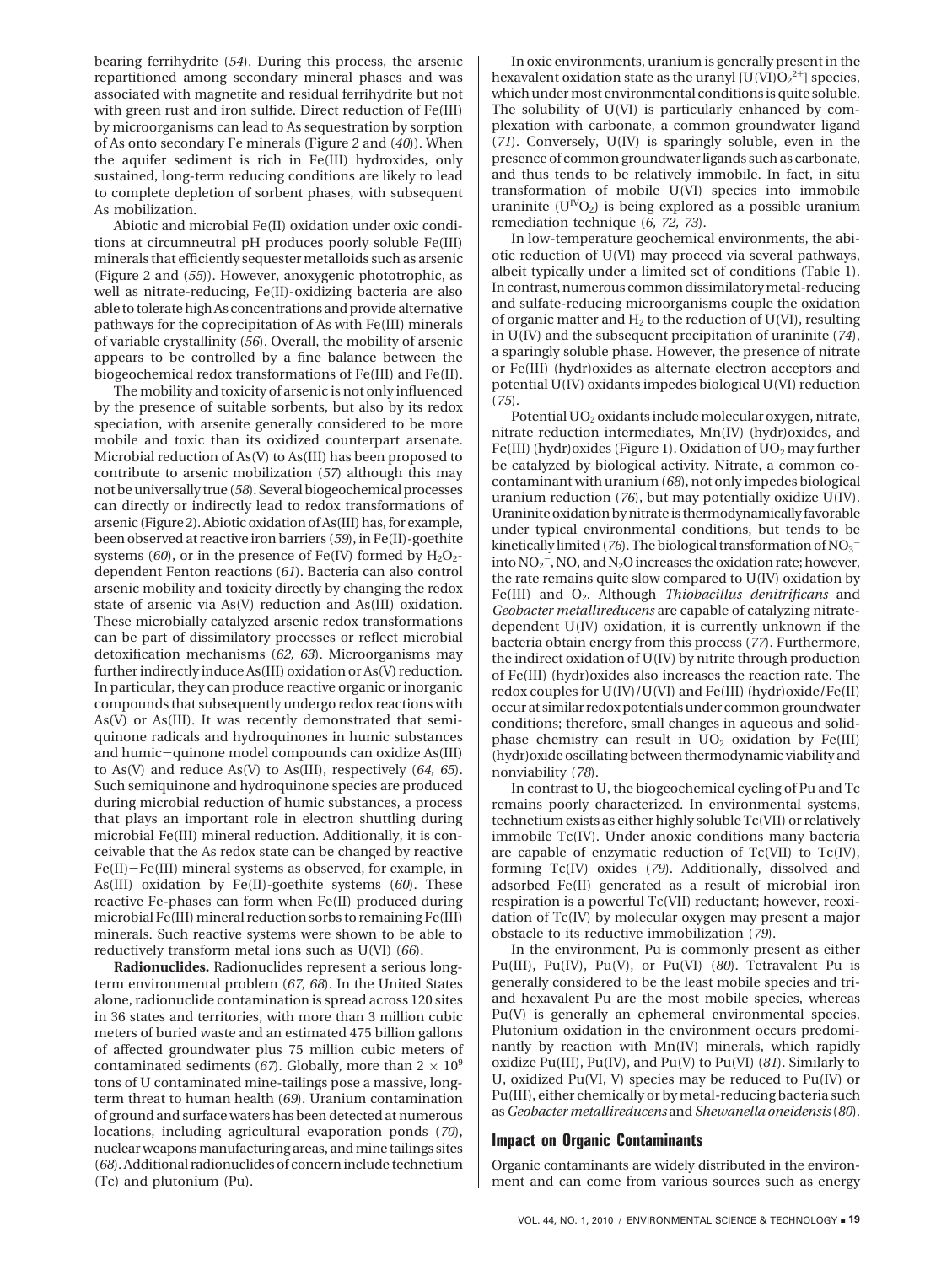bearing ferrihydrite (*54*). During this process, the arsenic repartitioned among secondary mineral phases and was associated with magnetite and residual ferrihydrite but not with green rust and iron sulfide. Direct reduction of Fe(III) by microorganisms can lead to As sequestration by sorption of As onto secondary Fe minerals (Figure 2 and (*40*)). When the aquifer sediment is rich in Fe(III) hydroxides, only sustained, long-term reducing conditions are likely to lead to complete depletion of sorbent phases, with subsequent As mobilization.

Abiotic and microbial Fe(II) oxidation under oxic conditions at circumneutral pH produces poorly soluble Fe(III) minerals that efficiently sequester metalloids such as arsenic (Figure 2 and (*55*)). However, anoxygenic phototrophic, as well as nitrate-reducing, Fe(II)-oxidizing bacteria are also able to tolerate high As concentrations and provide alternative pathways for the coprecipitation of As with Fe(III) minerals of variable crystallinity (*56*). Overall, the mobility of arsenic appears to be controlled by a fine balance between the biogeochemical redox transformations of Fe(III) and Fe(II).

The mobility and toxicity of arsenic is not only influenced by the presence of suitable sorbents, but also by its redox speciation, with arsenite generally considered to be more mobile and toxic than its oxidized counterpart arsenate. Microbial reduction of As(V) to As(III) has been proposed to contribute to arsenic mobilization (*57*) although this may not be universally true (*58*). Several biogeochemical processes can directly or indirectly lead to redox transformations of arsenic (Figure 2). Abiotic oxidation of As(III) has, for example, been observed at reactive iron barriers (*59*), in Fe(II)-goethite systems (*60*), or in the presence of Fe(IV) formed by $H_2O_2$-dependent Fenton reactions (*61*). Bacteria can also control arsenic mobility and toxicity directly by changing the redox state of arsenic via As(V) reduction and As(III) oxidation. These microbially catalyzed arsenic redox transformations can be part of dissimilatory processes or reflect microbial detoxification mechanisms (*62, 63*). Microorganisms may further indirectly induce As(III) oxidation or As(V) reduction. In particular, they can produce reactive organic or inorganic compounds that subsequently undergo redox reactions with As(V) or As(III). It was recently demonstrated that semiquinone radicals and hydroquinones in humic substances and humic−quinone model compounds can oxidize As(III) to As(V) and reduce As(V) to As(III), respectively (*64, 65*). Such semiquinone and hydroquinone species are produced during microbial reduction of humic substances, a process that plays an important role in electron shuttling during microbial Fe(III) mineral reduction. Additionally, it is conceivable that the As redox state can be changed by reactive Fe(II)−Fe(III) mineral systems as observed, for example, in As(III) oxidation by Fe(II)-goethite systems (*60*). These reactive Fe-phases can form when Fe(II) produced during microbial Fe(III) mineral reduction sorbs to remaining Fe(III) minerals. Such reactive systems were shown to be able to reductively transform metal ions such as U(VI) (*66*).

**Radionuclides.** Radionuclides represent a serious long-term environmental problem (*67, 68*). In the United States alone, radionuclide contamination is spread across 120 sites in 36 states and territories, with more than 3 million cubic meters of buried waste and an estimated 475 billion gallons of affected groundwater plus 75 million cubic meters of contaminated sediments (*67*). Globally, more than $2 \times 10^9$ tons of U contaminated mine-tailings pose a massive, long-term threat to human health (*69*). Uranium contamination of ground and surface waters has been detected at numerous locations, including agricultural evaporation ponds (*70*), nuclear weapons manufacturing areas, and mine tailings sites (*68*). Additional radionuclides of concern include technetium (Tc) and plutonium (Pu).

In oxic environments, uranium is generally present in the hexavalent oxidation state as the uranyl [$U(VI)O_2^{2+}$] species, which under most environmental conditions is quite soluble. The solubility of U(VI) is particularly enhanced by complexation with carbonate, a common groundwater ligand (*71*). Conversely, U(IV) is sparingly soluble, even in the presence of common groundwater ligands such as carbonate, and thus tends to be relatively immobile. In fact, in situ transformation of mobile U(VI) species into immobile uraninite ($U^{IV}O_2$) is being explored as a possible uranium remediation technique (*6, 72, 73*).

In low-temperature geochemical environments, the abiotic reduction of U(VI) may proceed via several pathways, albeit typically under a limited set of conditions (Table 1). In contrast, numerous common dissimilatory metal-reducing and sulfate-reducing microorganisms couple the oxidation of organic matter and $H_2$ to the reduction of U(VI), resulting in U(IV) and the subsequent precipitation of uraninite (*74*), a sparingly soluble phase. However, the presence of nitrate or Fe(III) (hydr)oxides as alternate electron acceptors and potential U(IV) oxidants impedes biological U(VI) reduction (*75*).

Potential $UO_2$ oxidants include molecular oxygen, nitrate, nitrate reduction intermediates, Mn(IV) (hydr)oxides, and Fe(III) (hydr)oxides (Figure 1). Oxidation of $UO_2$ may further be catalyzed by biological activity. Nitrate, a common co-contaminant with uranium (*68*), not only impedes biological uranium reduction (*76*), but may potentially oxidize U(IV). Uraninite oxidation by nitrate is thermodynamically favorable under typical environmental conditions, but tends to be kinetically limited (*76*). The biological transformation of $NO_3^-$ into $NO_2^-$, NO, and $N_2O$ increases the oxidation rate; however, the rate remains quite slow compared to U(IV) oxidation by Fe(III) and $O_2$. Although *Thiobacillus denitrificans* and *Geobacter metallireducens* are capable of catalyzing nitrate-dependent U(IV) oxidation, it is currently unknown if the bacteria obtain energy from this process (*77*). Furthermore, the indirect oxidation of U(IV) by nitrite through production of Fe(III) (hydr)oxides also increases the reaction rate. The redox couples for U(IV)/U(VI) and Fe(III) (hydr)oxide/Fe(II) occur at similar redox potentials under common groundwater conditions; therefore, small changes in aqueous and solid-phase chemistry can result in $UO_2$ oxidation by Fe(III) (hydr)oxide oscillating between thermodynamic viability and nonviability (*78*).

In contrast to U, the biogeochemical cycling of Pu and Tc remains poorly characterized. In environmental systems, technetium exists as either highly soluble Tc(VII) or relatively immobile Tc(IV). Under anoxic conditions many bacteria are capable of enzymatic reduction of Tc(VII) to Tc(IV), forming Tc(IV) oxides (*79*). Additionally, dissolved and adsorbed Fe(II) generated as a result of microbial iron respiration is a powerful Tc(VII) reductant; however, reoxidation of Tc(IV) by molecular oxygen may present a major obstacle to its reductive immobilization (*79*).

In the environment, Pu is commonly present as either Pu(III), Pu(IV), Pu(V), or Pu(VI) (*80*). Tetravalent Pu is generally considered to be the least mobile species and tri- and hexavalent Pu are the most mobile species, whereas Pu(V) is generally an ephemeral environmental species. Plutonium oxidation in the environment occurs predominantly by reaction with Mn(IV) minerals, which rapidly oxidize Pu(III), Pu(IV), and Pu(V) to Pu(VI) (*81*). Similarly to U, oxidized Pu(VI, V) species may be reduced to Pu(IV) or Pu(III), either chemically or by metal-reducing bacteria such as *Geobacter metallireducens* and *Shewanella oneidensis* (*80*).

## Impact on Organic Contaminants

Organic contaminants are widely distributed in the environment and can come from various sources such as energy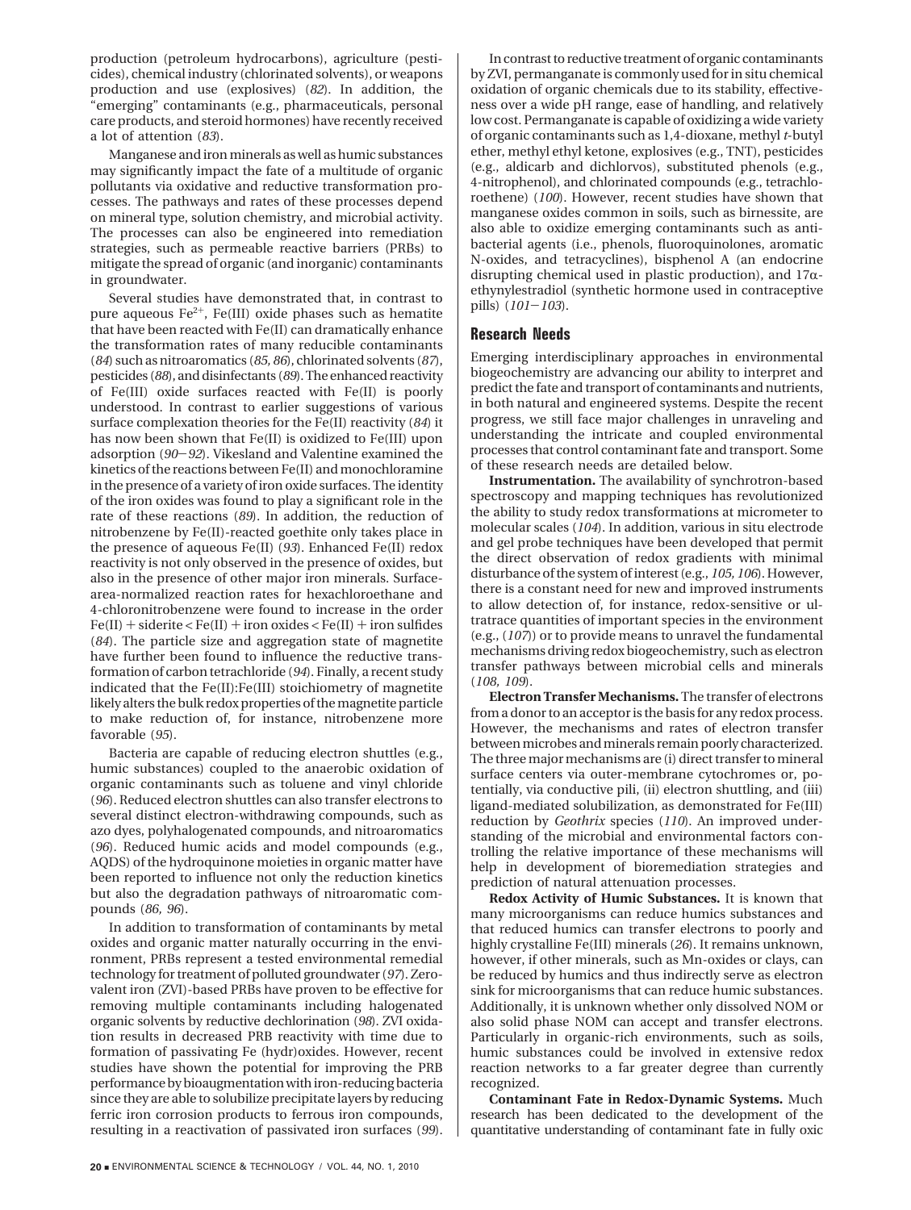production (petroleum hydrocarbons), agriculture (pesticides), chemical industry (chlorinated solvents), or weapons production and use (explosives) (*82*). In addition, the "emerging" contaminants (e.g., pharmaceuticals, personal care products, and steroid hormones) have recently received a lot of attention (*83*).

Manganese and iron minerals as well as humic substances may significantly impact the fate of a multitude of organic pollutants via oxidative and reductive transformation processes. The pathways and rates of these processes depend on mineral type, solution chemistry, and microbial activity. The processes can also be engineered into remediation strategies, such as permeable reactive barriers (PRBs) to mitigate the spread of organic (and inorganic) contaminants in groundwater.

Several studies have demonstrated that, in contrast to pure aqueous $Fe^{2+}$, Fe(III) oxide phases such as hematite that have been reacted with Fe(II) can dramatically enhance the transformation rates of many reducible contaminants (*84*) such as nitroaromatics (*85, 86*), chlorinated solvents (*87*), pesticides (*88*), and disinfectants (*89*). The enhanced reactivity of Fe(III) oxide surfaces reacted with Fe(II) is poorly understood. In contrast to earlier suggestions of various surface complexation theories for the Fe(II) reactivity (*84*) it has now been shown that Fe(II) is oxidized to Fe(III) upon adsorption (*90*−*92*). Vikesland and Valentine examined the kinetics of the reactions between Fe(II) and monochloramine in the presence of a variety of iron oxide surfaces. The identity of the iron oxides was found to play a significant role in the rate of these reactions (*89*). In addition, the reduction of nitrobenzene by Fe(II)-reacted goethite only takes place in the presence of aqueous Fe(II) (*93*). Enhanced Fe(II) redox reactivity is not only observed in the presence of oxides, but also in the presence of other major iron minerals. Surface-area-normalized reaction rates for hexachloroethane and 4-chloronitrobenzene were found to increase in the order Fe(II) + siderite < Fe(II) + iron oxides < Fe(II) + iron sulfides (*84*). The particle size and aggregation state of magnetite have further been found to influence the reductive transformation of carbon tetrachloride (*94*). Finally, a recent study indicated that the Fe(II):Fe(III) stoichiometry of magnetite likely alters the bulk redox properties of the magnetite particle to make reduction of, for instance, nitrobenzene more favorable (*95*).

Bacteria are capable of reducing electron shuttles (e.g., humic substances) coupled to the anaerobic oxidation of organic contaminants such as toluene and vinyl chloride (*96*). Reduced electron shuttles can also transfer electrons to several distinct electron-withdrawing compounds, such as azo dyes, polyhalogenated compounds, and nitroaromatics (*96*). Reduced humic acids and model compounds (e.g., AQDS) of the hydroquinone moieties in organic matter have been reported to influence not only the reduction kinetics but also the degradation pathways of nitroaromatic compounds (*86, 96*).

In addition to transformation of contaminants by metal oxides and organic matter naturally occurring in the environment, PRBs represent a tested environmental remedial technology for treatment of polluted groundwater (*97*). Zero-valent iron (ZVI)-based PRBs have proven to be effective for removing multiple contaminants including halogenated organic solvents by reductive dechlorination (*98*). ZVI oxidation results in decreased PRB reactivity with time due to formation of passivating Fe (hydr)oxides. However, recent studies have shown the potential for improving the PRB performance by bioaugmentation with iron-reducing bacteria since they are able to solubilize precipitate layers by reducing ferric iron corrosion products to ferrous iron compounds, resulting in a reactivation of passivated iron surfaces (*99*).

In contrast to reductive treatment of organic contaminants by ZVI, permanganate is commonly used for in situ chemical oxidation of organic chemicals due to its stability, effectiveness over a wide pH range, ease of handling, and relatively low cost. Permanganate is capable of oxidizing a wide variety of organic contaminants such as 1,4-dioxane, methyl *t*-butyl ether, methyl ethyl ketone, explosives (e.g., TNT), pesticides (e.g., aldicarb and dichlorvos), substituted phenols (e.g., 4-nitrophenol), and chlorinated compounds (e.g., tetrachloroethene) (*100*). However, recent studies have shown that manganese oxides common in soils, such as birnessite, are also able to oxidize emerging contaminants such as antibacterial agents (i.e., phenols, fluoroquinolones, aromatic N-oxides, and tetracyclines), bisphenol A (an endocrine disrupting chemical used in plastic production), and 17α-ethynylestradiol (synthetic hormone used in contraceptive pills) (*101*−*103*).

## Research Needs

Emerging interdisciplinary approaches in environmental biogeochemistry are advancing our ability to interpret and predict the fate and transport of contaminants and nutrients, in both natural and engineered systems. Despite the recent progress, we still face major challenges in unraveling and understanding the intricate and coupled environmental processes that control contaminant fate and transport. Some of these research needs are detailed below.

**Instrumentation.** The availability of synchrotron-based spectroscopy and mapping techniques has revolutionized the ability to study redox transformations at micrometer to molecular scales (*104*). In addition, various in situ electrode and gel probe techniques have been developed that permit the direct observation of redox gradients with minimal disturbance of the system of interest (e.g., *105, 106*). However, there is a constant need for new and improved instruments to allow detection of, for instance, redox-sensitive or ultratrace quantities of important species in the environment (e.g., (*107*)) or to provide means to unravel the fundamental mechanisms driving redox biogeochemistry, such as electron transfer pathways between microbial cells and minerals (*108, 109*).

**Electron Transfer Mechanisms.** The transfer of electrons from a donor to an acceptor is the basis for any redox process. However, the mechanisms and rates of electron transfer between microbes and minerals remain poorly characterized. The three major mechanisms are (i) direct transfer to mineral surface centers via outer-membrane cytochromes or, potentially, via conductive pili, (ii) electron shuttling, and (iii) ligand-mediated solubilization, as demonstrated for Fe(III) reduction by *Geothrix* species (*110*). An improved understanding of the microbial and environmental factors controlling the relative importance of these mechanisms will help in development of bioremediation strategies and prediction of natural attenuation processes.

**Redox Activity of Humic Substances.** It is known that many microorganisms can reduce humics substances and that reduced humics can transfer electrons to poorly and highly crystalline Fe(III) minerals (*26*). It remains unknown, however, if other minerals, such as Mn-oxides or clays, can be reduced by humics and thus indirectly serve as electron sink for microorganisms that can reduce humic substances. Additionally, it is unknown whether only dissolved NOM or also solid phase NOM can accept and transfer electrons. Particularly in organic-rich environments, such as soils, humic substances could be involved in extensive redox reaction networks to a far greater degree than currently recognized.

**Contaminant Fate in Redox-Dynamic Systems.** Much research has been dedicated to the development of the quantitative understanding of contaminant fate in fully oxic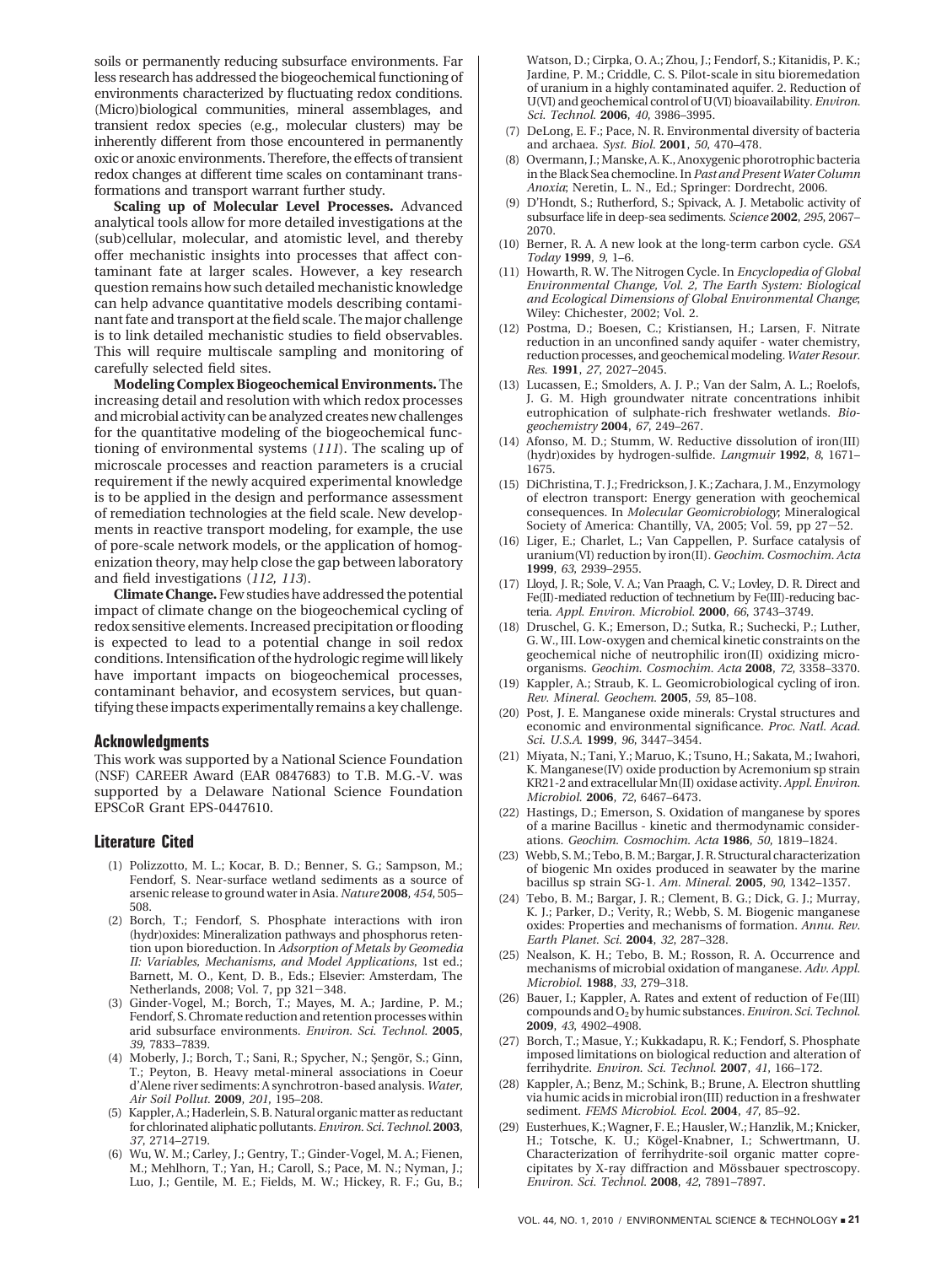soils or permanently reducing subsurface environments. Far less research has addressed the biogeochemical functioning of environments characterized by fluctuating redox conditions. (Micro)biological communities, mineral assemblages, and transient redox species (e.g., molecular clusters) may be inherently different from those encountered in permanently oxic or anoxic environments. Therefore, the effects of transient redox changes at different time scales on contaminant transformations and transport warrant further study.

**Scaling up of Molecular Level Processes.** Advanced analytical tools allow for more detailed investigations at the (sub)cellular, molecular, and atomistic level, and thereby offer mechanistic insights into processes that affect contaminant fate at larger scales. However, a key research question remains how such detailed mechanistic knowledge can help advance quantitative models describing contaminant fate and transport at the field scale. The major challenge is to link detailed mechanistic studies to field observables. This will require multiscale sampling and monitoring of carefully selected field sites.

**Modeling Complex Biogeochemical Environments.** The increasing detail and resolution with which redox processes and microbial activity can be analyzed creates new challenges for the quantitative modeling of the biogeochemical functioning of environmental systems (*111*). The scaling up of microscale processes and reaction parameters is a crucial requirement if the newly acquired experimental knowledge is to be applied in the design and performance assessment of remediation technologies at the field scale. New developments in reactive transport modeling, for example, the use of pore-scale network models, or the application of homogenization theory, may help close the gap between laboratory and field investigations (*112, 113*).

**Climate Change.** Few studies have addressed the potential impact of climate change on the biogeochemical cycling of redox sensitive elements. Increased precipitation or flooding is expected to lead to a potential change in soil redox conditions. Intensification of the hydrologic regime will likely have important impacts on biogeochemical processes, contaminant behavior, and ecosystem services, but quantifying these impacts experimentally remains a key challenge.

## Acknowledgments

This work was supported by a National Science Foundation (NSF) CAREER Award (EAR 0847683) to T.B. M.G.-V. was supported by a Delaware National Science Foundation EPSCoR Grant EPS-0447610.

## Literature Cited

(1) Polizzotto, M. L.; Kocar, B. D.; Benner, S. G.; Sampson, M.; Fendorf, S. Near-surface wetland sediments as a source of arsenic release to ground water in Asia. *Nature* **2008**, *454*, 505–508.

(2) Borch, T.; Fendorf, S. Phosphate interactions with iron (hydr)oxides: Mineralization pathways and phosphorus retention upon bioreduction. In *Adsorption of Metals by Geomedia II: Variables, Mechanisms, and Model Applications*, 1st ed.; Barnett, M. O., Kent, D. B., Eds.; Elsevier: Amsterdam, The Netherlands, 2008; Vol. 7, pp 321−348.

(3) Ginder-Vogel, M.; Borch, T.; Mayes, M. A.; Jardine, P. M.; Fendorf, S. Chromate reduction and retention processes within arid subsurface environments. *Environ. Sci. Technol.* **2005**, *39*, 7833–7839.

(4) Moberly, J.; Borch, T.; Sani, R.; Spycher, N.; Şengör, S.; Ginn, T.; Peyton, B. Heavy metal-mineral associations in Coeur d'Alene river sediments: A synchrotron-based analysis. *Water, Air Soil Pollut.* **2009**, *201*, 195–208.

(5) Kappler, A.; Haderlein, S. B. Natural organic matter as reductant for chlorinated aliphatic pollutants. *Environ. Sci. Technol.* **2003**, *37*, 2714–2719.

(6) Wu, W. M.; Carley, J.; Gentry, T.; Ginder-Vogel, M. A.; Fienen, M.; Mehlhorn, T.; Yan, H.; Caroll, S.; Pace, M. N.; Nyman, J.; Luo, J.; Gentile, M. E.; Fields, M. W.; Hickey, R. F.; Gu, B.; Watson, D.; Cirpka, O. A.; Zhou, J.; Fendorf, S.; Kitanidis, P. K.; Jardine, P. M.; Criddle, C. S. Pilot-scale in situ bioremedation of uranium in a highly contaminated aquifer. 2. Reduction of U(VI) and geochemical control of U(VI) bioavailability. *Environ. Sci. Technol.* **2006**, *40*, 3986–3995.

(7) DeLong, E. F.; Pace, N. R. Environmental diversity of bacteria and archaea. *Syst. Biol.* **2001**, *50*, 470–478.

(8) Overmann, J.; Manske, A. K., Anoxygenic phorotrophic bacteria in the Black Sea chemocline. In *Past and Present Water Column Anoxia*; Neretin, L. N., Ed.; Springer: Dordrecht, 2006.

(9) D'Hondt, S.; Rutherford, S.; Spivack, A. J. Metabolic activity of subsurface life in deep-sea sediments. *Science* **2002**, *295*, 2067–2070.

(10) Berner, R. A. A new look at the long-term carbon cycle. *GSA Today* **1999**, *9*, 1–6.

(11) Howarth, R. W. The Nitrogen Cycle. In *Encyclopedia of Global Environmental Change, Vol. 2, The Earth System: Biological and Ecological Dimensions of Global Environmental Change*; Wiley: Chichester, 2002; Vol. 2.

(12) Postma, D.; Boesen, C.; Kristiansen, H.; Larsen, F. Nitrate reduction in an unconfined sandy aquifer - water chemistry, reduction processes, and geochemical modeling. *Water Resour. Res.* **1991**, *27*, 2027–2045.

(13) Lucassen, E.; Smolders, A. J. P.; Van der Salm, A. L.; Roelofs, J. G. M. High groundwater nitrate concentrations inhibit eutrophication of sulphate-rich freshwater wetlands. *Biogeochemistry* **2004**, *67*, 249–267.

(14) Afonso, M. D.; Stumm, W. Reductive dissolution of iron(III) (hydr)oxides by hydrogen-sulfide. *Langmuir* **1992**, *8*, 1671–1675.

(15) DiChristina, T. J.; Fredrickson, J. K.; Zachara, J. M., Enzymology of electron transport: Energy generation with geochemical consequences. In *Molecular Geomicrobiology*; Mineralogical Society of America: Chantilly, VA, 2005; Vol. 59, pp 27−52.

(16) Liger, E.; Charlet, L.; Van Cappellen, P. Surface catalysis of uranium(VI) reduction by iron(II). *Geochim. Cosmochim. Acta* **1999**, *63*, 2939–2955.

(17) Lloyd, J. R.; Sole, V. A.; Van Praagh, C. V.; Lovley, D. R. Direct and Fe(II)-mediated reduction of technetium by Fe(III)-reducing bacteria. *Appl. Environ. Microbiol.* **2000**, *66*, 3743–3749.

(18) Druschel, G. K.; Emerson, D.; Sutka, R.; Suchecki, P.; Luther, G. W., III. Low-oxygen and chemical kinetic constraints on the geochemical niche of neutrophilic iron(II) oxidizing microorganisms. *Geochim. Cosmochim. Acta* **2008**, *72*, 3358–3370.

(19) Kappler, A.; Straub, K. L. Geomicrobiological cycling of iron. *Rev. Mineral. Geochem.* **2005**, *59*, 85–108.

(20) Post, J. E. Manganese oxide minerals: Crystal structures and economic and environmental significance. *Proc. Natl. Acad. Sci. U.S.A.* **1999**, *96*, 3447–3454.

(21) Miyata, N.; Tani, Y.; Maruo, K.; Tsuno, H.; Sakata, M.; Iwahori, K. Manganese(IV) oxide production by Acremonium sp strain KR21-2 and extracellular Mn(II) oxidase activity. *Appl. Environ. Microbiol.* **2006**, *72*, 6467–6473.

(22) Hastings, D.; Emerson, S. Oxidation of manganese by spores of a marine Bacillus - kinetic and thermodynamic considerations. *Geochim. Cosmochim. Acta* **1986**, *50*, 1819–1824.

(23) Webb, S. M.; Tebo, B. M.; Bargar, J. R. Structural characterization of biogenic Mn oxides produced in seawater by the marine bacillus sp strain SG-1. *Am. Mineral.* **2005**, *90*, 1342–1357.

(24) Tebo, B. M.; Bargar, J. R.; Clement, B. G.; Dick, G. J.; Murray, K. J.; Parker, D.; Verity, R.; Webb, S. M. Biogenic manganese oxides: Properties and mechanisms of formation. *Annu. Rev. Earth Planet. Sci.* **2004**, *32*, 287–328.

(25) Nealson, K. H.; Tebo, B. M.; Rosson, R. A. Occurrence and mechanisms of microbial oxidation of manganese. *Adv. Appl. Microbiol.* **1988**, *33*, 279–318.

(26) Bauer, I.; Kappler, A. Rates and extent of reduction of Fe(III) compounds and $O_2$ by humic substances. *Environ. Sci. Technol.* **2009**, *43*, 4902–4908.

(27) Borch, T.; Masue, Y.; Kukkadapu, R. K.; Fendorf, S. Phosphate imposed limitations on biological reduction and alteration of ferrihydrite. *Environ. Sci. Technol.* **2007**, *41*, 166–172.

(28) Kappler, A.; Benz, M.; Schink, B.; Brune, A. Electron shuttling via humic acids in microbial iron(III) reduction in a freshwater sediment. *FEMS Microbiol. Ecol.* **2004**, *47*, 85–92.

(29) Eusterhues, K.; Wagner, F. E.; Hausler, W.; Hanzlik, M.; Knicker, H.; Totsche, K. U.; Kögel-Knabner, I.; Schwertmann, U. Characterization of ferrihydrite-soil organic matter coprecipitates by X-ray diffraction and Mössbauer spectroscopy. *Environ. Sci. Technol.* **2008**, *42*, 7891–7897.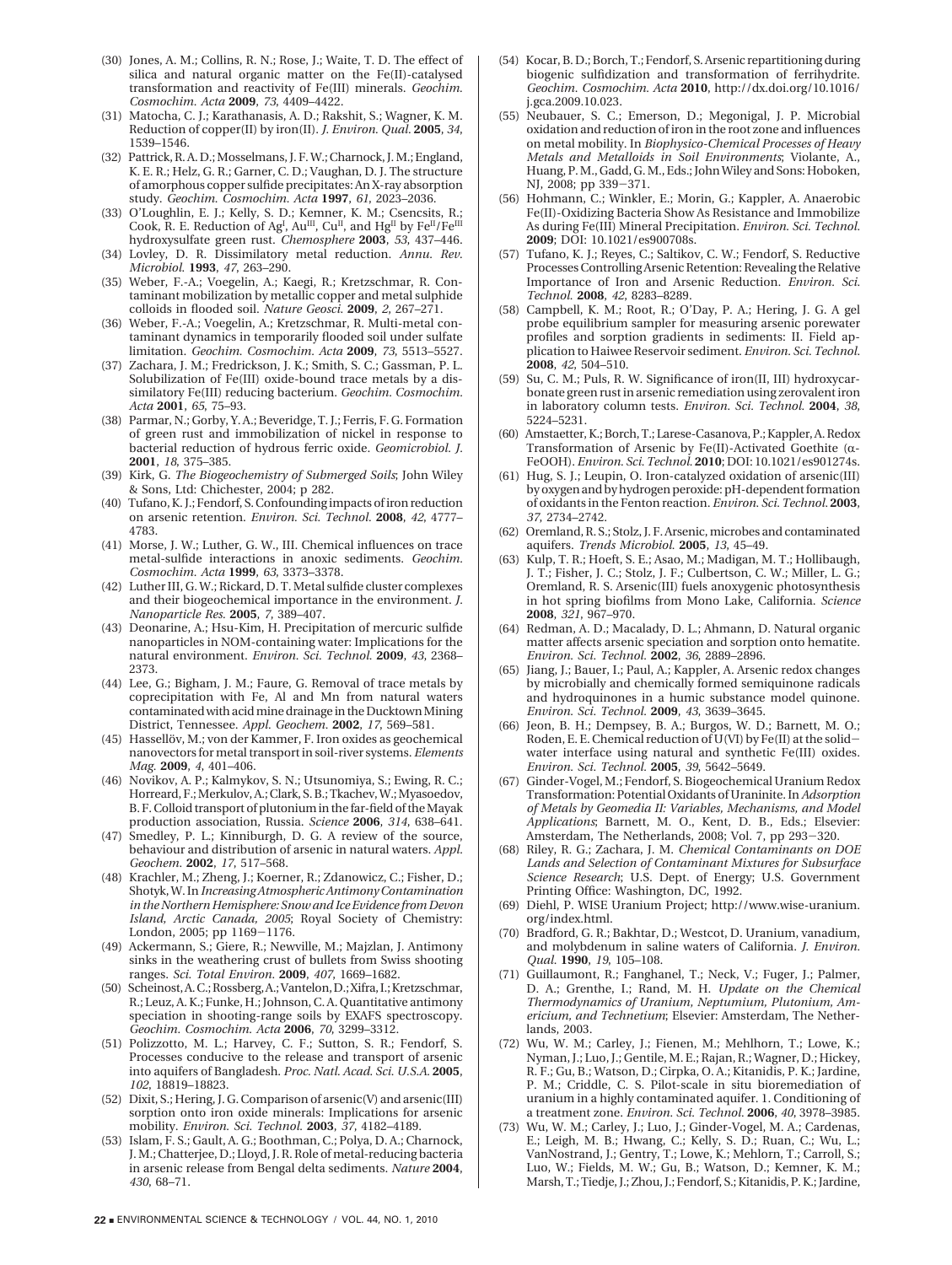(30) Jones, A. M.; Collins, R. N.; Rose, J.; Waite, T. D. The effect of silica and natural organic matter on the Fe(II)-catalysed transformation and reactivity of Fe(III) minerals. *Geochim. Cosmochim. Acta* **2009**, *73*, 4409–4422.

(31) Matocha, C. J.; Karathanasis, A. D.; Rakshit, S.; Wagner, K. M. Reduction of copper(II) by iron(II). *J. Environ. Qual.* **2005**, *34*, 1539–1546.

(32) Pattrick, R. A. D.; Mosselmans, J. F. W.; Charnock, J. M.; England, K. E. R.; Helz, G. R.; Garner, C. D.; Vaughan, D. J. The structure of amorphous copper sulfide precipitates: An X-ray absorption study. *Geochim. Cosmochim. Acta* **1997**, *61*, 2023–2036.

(33) O'Loughlin, E. J.; Kelly, S. D.; Kemner, K. M.; Csencsits, R.; Cook, R. E. Reduction of $Ag^{I}$, $Au^{III}$, $Cu^{II}$, and $Hg^{II}$ by $Fe^{II}/Fe^{III}$ hydroxysulfate green rust. *Chemosphere* **2003**, *53*, 437–446.

(34) Lovley, D. R. Dissimilatory metal reduction. *Annu. Rev. Microbiol.* **1993**, *47*, 263–290.

(35) Weber, F.-A.; Voegelin, A.; Kaegi, R.; Kretzschmar, R. Contaminant mobilization by metallic copper and metal sulphide colloids in flooded soil. *Nature Geosci.* **2009**, *2*, 267–271.

(36) Weber, F.-A.; Voegelin, A.; Kretzschmar, R. Multi-metal contaminant dynamics in temporarily flooded soil under sulfate limitation. *Geochim. Cosmochim. Acta* **2009**, *73*, 5513–5527.

(37) Zachara, J. M.; Fredrickson, J. K.; Smith, S. C.; Gassman, P. L. Solubilization of Fe(III) oxide-bound trace metals by a dissimilatory Fe(III) reducing bacterium. *Geochim. Cosmochim. Acta* **2001**, *65*, 75–93.

(38) Parmar, N.; Gorby, Y. A.; Beveridge, T. J.; Ferris, F. G. Formation of green rust and immobilization of nickel in response to bacterial reduction of hydrous ferric oxide. *Geomicrobiol. J.* **2001**, *18*, 375–385.

(39) Kirk, G. *The Biogeochemistry of Submerged Soils*; John Wiley & Sons, Ltd: Chichester, 2004; p 282.

(40) Tufano, K. J.; Fendorf, S. Confounding impacts of iron reduction on arsenic retention. *Environ. Sci. Technol.* **2008**, *42*, 4777–4783.

(41) Morse, J. W.; Luther, G. W., III. Chemical influences on trace metal-sulfide interactions in anoxic sediments. *Geochim. Cosmochim. Acta* **1999**, *63*, 3373–3378.

(42) Luther III, G. W.; Rickard, D. T. Metal sulfide cluster complexes and their biogeochemical importance in the environment. *J. Nanoparticle Res.* **2005**, *7*, 389–407.

(43) Deonarine, A.; Hsu-Kim, H. Precipitation of mercuric sulfide nanoparticles in NOM-containing water: Implications for the natural environment. *Environ. Sci. Technol.* **2009**, *43*, 2368–2373.

(44) Lee, G.; Bigham, J. M.; Faure, G. Removal of trace metals by coprecipitation with Fe, Al and Mn from natural waters contaminated with acid mine drainage in the Ducktown Mining District, Tennessee. *Appl. Geochem.* **2002**, *17*, 569–581.

(45) Hassellöv, M.; von der Kammer, F. Iron oxides as geochemical nanovectors for metal transport in soil-river systems. *Elements Mag.* **2009**, *4*, 401–406.

(46) Novikov, A. P.; Kalmykov, S. N.; Utsunomiya, S.; Ewing, R. C.; Horreard, F.; Merkulov, A.; Clark, S. B.; Tkachev, W.; Myasoedov, B. F. Colloid transport of plutonium in the far-field of the Mayak production association, Russia. *Science* **2006**, *314*, 638–641.

(47) Smedley, P. L.; Kinniburgh, D. G. A review of the source, behaviour and distribution of arsenic in natural waters. *Appl. Geochem.* **2002**, *17*, 517–568.

(48) Krachler, M.; Zheng, J.; Koerner, R.; Zdanowicz, C.; Fisher, D.; Shotyk, W. In *Increasing Atmospheric Antimony Contamination in the Northern Hemisphere: Snow and Ice Evidence from Devon Island, Arctic Canada, 2005*; Royal Society of Chemistry: London, 2005; pp 1169−1176.

(49) Ackermann, S.; Giere, R.; Newville, M.; Majzlan, J. Antimony sinks in the weathering crust of bullets from Swiss shooting ranges. *Sci. Total Environ.* **2009**, *407*, 1669–1682.

(50) Scheinost, A. C.; Rossberg, A.; Vantelon, D.; Xifra, I.; Kretzschmar, R.; Leuz, A. K.; Funke, H.; Johnson, C. A. Quantitative antimony speciation in shooting-range soils by EXAFS spectroscopy. *Geochim. Cosmochim. Acta* **2006**, *70*, 3299–3312.

(51) Polizzotto, M. L.; Harvey, C. F.; Sutton, S. R.; Fendorf, S. Processes conducive to the release and transport of arsenic into aquifers of Bangladesh. *Proc. Natl. Acad. Sci. U.S.A.* **2005**, *102*, 18819–18823.

(52) Dixit, S.; Hering, J. G. Comparison of arsenic(V) and arsenic(III) sorption onto iron oxide minerals: Implications for arsenic mobility. *Environ. Sci. Technol.* **2003**, *37*, 4182–4189.

(53) Islam, F. S.; Gault, A. G.; Boothman, C.; Polya, D. A.; Charnock, J. M.; Chatterjee, D.; Lloyd, J. R. Role of metal-reducing bacteria in arsenic release from Bengal delta sediments. *Nature* **2004**, *430*, 68–71.

(54) Kocar, B. D.; Borch, T.; Fendorf, S. Arsenic repartitioning during biogenic sulfidization and transformation of ferrihydrite. *Geochim. Cosmochim. Acta* **2010**, http://dx.doi.org/10.1016/j.gca.2009.10.023.

(55) Neubauer, S. C.; Emerson, D.; Megonigal, J. P. Microbial oxidation and reduction of iron in the root zone and influences on metal mobility. In *Biophysico-Chemical Processes of Heavy Metals and Metalloids in Soil Environments*; Violante, A., Huang, P. M., Gadd, G. M., Eds.; John Wiley and Sons: Hoboken, NJ, 2008; pp 339−371.

(56) Hohmann, C.; Winkler, E.; Morin, G.; Kappler, A. Anaerobic Fe(II)-Oxidizing Bacteria Show As Resistance and Immobilize As during Fe(III) Mineral Precipitation. *Environ. Sci. Technol.* **2009**; DOI: 10.1021/es900708s.

(57) Tufano, K. J.; Reyes, C.; Saltikov, C. W.; Fendorf, S. Reductive Processes Controlling Arsenic Retention: Revealing the Relative Importance of Iron and Arsenic Reduction. *Environ. Sci. Technol.* **2008**, *42*, 8283–8289.

(58) Campbell, K. M.; Root, R.; O'Day, P. A.; Hering, J. G. A gel probe equilibrium sampler for measuring arsenic porewater profiles and sorption gradients in sediments: II. Field application to Haiwee Reservoir sediment. *Environ. Sci. Technol.* **2008**, *42*, 504–510.

(59) Su, C. M.; Puls, R. W. Significance of iron(II, III) hydroxycarbonate green rust in arsenic remediation using zerovalent iron in laboratory column tests. *Environ. Sci. Technol.* **2004**, *38*, 5224–5231.

(60) Amstaetter, K.; Borch, T.; Larese-Casanova, P.; Kappler, A. Redox Transformation of Arsenic by Fe(II)-Activated Goethite (α-FeOOH). *Environ. Sci. Technol.* **2010**; DOI: 10.1021/es901274s.

(61) Hug, S. J.; Leupin, O. Iron-catalyzed oxidation of arsenic(III) by oxygen and by hydrogen peroxide: pH-dependent formation of oxidants in the Fenton reaction. *Environ. Sci. Technol.* **2003**, *37*, 2734–2742.

(62) Oremland, R. S.; Stolz, J. F. Arsenic, microbes and contaminated aquifers. *Trends Microbiol.* **2005**, *13*, 45–49.

(63) Kulp, T. R.; Hoeft, S. E.; Asao, M.; Madigan, M. T.; Hollibaugh, J. T.; Fisher, J. C.; Stolz, J. F.; Culbertson, C. W.; Miller, L. G.; Oremland, R. S. Arsenic(III) fuels anoxygenic photosynthesis in hot spring biofilms from Mono Lake, California. *Science* **2008**, *321*, 967–970.

(64) Redman, A. D.; Macalady, D. L.; Ahmann, D. Natural organic matter affects arsenic speciation and sorption onto hematite. *Environ. Sci. Technol.* **2002**, *36*, 2889–2896.

(65) Jiang, J.; Bauer, I.; Paul, A.; Kappler, A. Arsenic redox changes by microbially and chemically formed semiquinone radicals and hydroquinones in a humic substance model quinone. *Environ. Sci. Technol.* **2009**, *43*, 3639–3645.

(66) Jeon, B. H.; Dempsey, B. A.; Burgos, W. D.; Barnett, M. O.; Roden, E. E. Chemical reduction of U(VI) by Fe(II) at the solid−water interface using natural and synthetic Fe(III) oxides. *Environ. Sci. Technol.* **2005**, *39*, 5642–5649.

(67) Ginder-Vogel, M.; Fendorf, S. Biogeochemical Uranium Redox Transformation: Potential Oxidants of Uraninite. In *Adsorption of Metals by Geomedia II: Variables, Mechanisms, and Model Applications*; Barnett, M. O., Kent, D. B., Eds.; Elsevier: Amsterdam, The Netherlands, 2008; Vol. 7, pp 293−320.

(68) Riley, R. G.; Zachara, J. M. *Chemical Contaminants on DOE Lands and Selection of Contaminant Mixtures for Subsurface Science Research*; U.S. Dept. of Energy; U.S. Government Printing Office: Washington, DC, 1992.

(69) Diehl, P. WISE Uranium Project; http://www.wise-uranium.org/index.html.

(70) Bradford, G. R.; Bakhtar, D.; Westcot, D. Uranium, vanadium, and molybdenum in saline waters of California. *J. Environ. Qual.* **1990**, *19*, 105–108.

(71) Guillaumont, R.; Fanghanel, T.; Neck, V.; Fuger, J.; Palmer, D. A.; Grenthe, I.; Rand, M. H. *Update on the Chemical Thermodynamics of Uranium, Neptumium, Plutonium, Americium, and Technetium*; Elsevier: Amsterdam, The Netherlands, 2003.

(72) Wu, W. M.; Carley, J.; Fienen, M.; Mehlhorn, T.; Lowe, K.; Nyman, J.; Luo, J.; Gentile, M. E.; Rajan, R.; Wagner, D.; Hickey, R. F.; Gu, B.; Watson, D.; Cirpka, O. A.; Kitanidis, P. K.; Jardine, P. M.; Criddle, C. S. Pilot-scale in situ bioremediation of uranium in a highly contaminated aquifer. 1. Conditioning of a treatment zone. *Environ. Sci. Technol.* **2006**, *40*, 3978–3985.

(73) Wu, W. M.; Carley, J.; Luo, J.; Ginder-Vogel, M. A.; Cardenas, E.; Leigh, M. B.; Hwang, C.; Kelly, S. D.; Ruan, C.; Wu, L.; VanNostrand, J.; Gentry, T.; Lowe, K.; Mehlorn, T.; Carroll, S.; Luo, W.; Fields, M. W.; Gu, B.; Watson, D.; Kemner, K. M.; Marsh, T.; Tiedje, J.; Zhou, J.; Fendorf, S.; Kitanidis, P. K.; Jardine,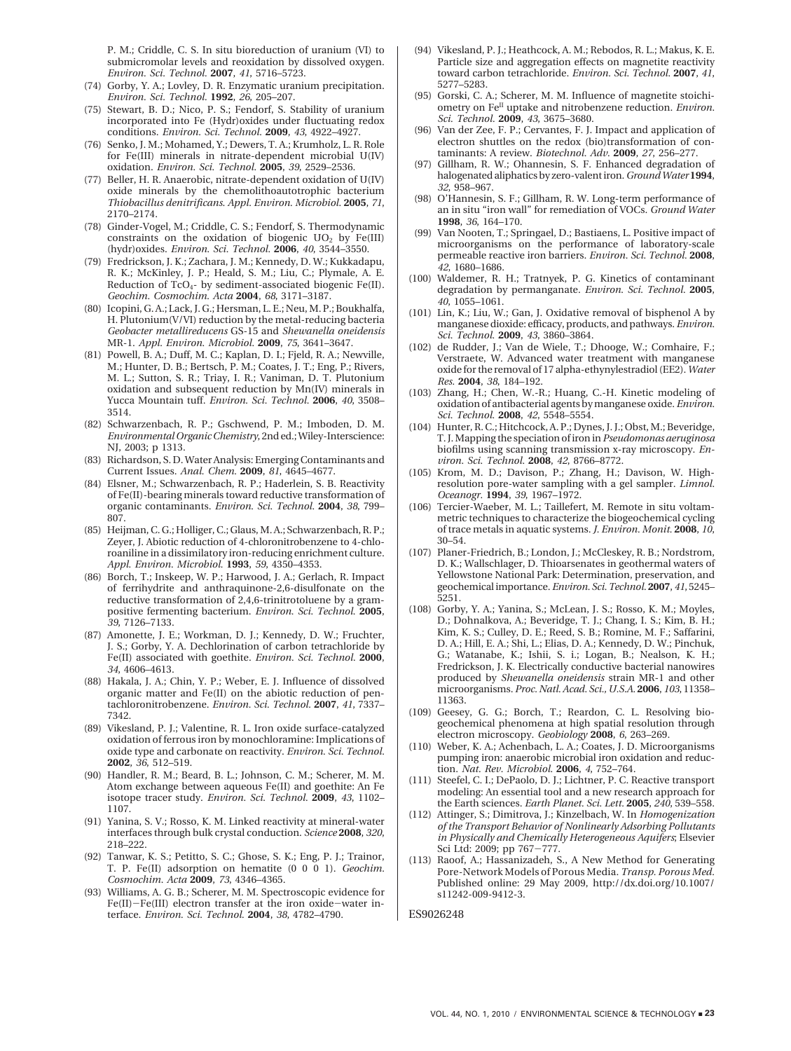P. M.; Criddle, C. S. In situ bioreduction of uranium (VI) to submicromolar levels and reoxidation by dissolved oxygen. *Environ. Sci. Technol.* **2007**, *41*, 5716–5723.

(74) Gorby, Y. A.; Lovley, D. R. Enzymatic uranium precipitation. *Environ. Sci. Technol.* **1992**, *26*, 205–207.

(75) Stewart, B. D.; Nico, P. S.; Fendorf, S. Stability of uranium incorporated into Fe (Hydr)oxides under fluctuating redox conditions. *Environ. Sci. Technol.* **2009**, *43*, 4922–4927.

(76) Senko, J. M.; Mohamed, Y.; Dewers, T. A.; Krumholz, L. R. Role for Fe(III) minerals in nitrate-dependent microbial U(IV) oxidation. *Environ. Sci. Technol.* **2005**, *39*, 2529–2536.

(77) Beller, H. R. Anaerobic, nitrate-dependent oxidation of U(IV) oxide minerals by the chemolithoautotrophic bacterium *Thiobacillus denitrificans*. *Appl. Environ. Microbiol.* **2005**, *71*, 2170–2174.

(78) Ginder-Vogel, M.; Criddle, C. S.; Fendorf, S. Thermodynamic constraints on the oxidation of biogenic $UO_2$ by Fe(III) (hydr)oxides. *Environ. Sci. Technol.* **2006**, *40*, 3544–3550.

(79) Fredrickson, J. K.; Zachara, J. M.; Kennedy, D. W.; Kukkadapu, R. K.; McKinley, J. P.; Heald, S. M.; Liu, C.; Plymale, A. E. Reduction of $TcO_4$- by sediment-associated biogenic Fe(II). *Geochim. Cosmochim. Acta* **2004**, *68*, 3171–3187.

(80) Icopini, G. A.; Lack, J. G.; Hersman, L. E.; Neu, M. P.; Boukhalfa, H. Plutonium(V/VI) reduction by the metal-reducing bacteria *Geobacter metallireducens* GS-15 and *Shewanella oneidensis* MR-1. *Appl. Environ. Microbiol.* **2009**, *75*, 3641–3647.

(81) Powell, B. A.; Duff, M. C.; Kaplan, D. I.; Fjeld, R. A.; Newville, M.; Hunter, D. B.; Bertsch, P. M.; Coates, J. T.; Eng, P.; Rivers, M. L.; Sutton, S. R.; Triay, I. R.; Vaniman, D. T. Plutonium oxidation and subsequent reduction by Mn(IV) minerals in Yucca Mountain tuff. *Environ. Sci. Technol.* **2006**, *40*, 3508–3514.

(82) Schwarzenbach, R. P.; Gschwend, P. M.; Imboden, D. M. *Environmental Organic Chemistry*, 2nd ed.; Wiley-Interscience: NJ, 2003; p 1313.

(83) Richardson, S. D. Water Analysis: Emerging Contaminants and Current Issues. *Anal. Chem.* **2009**, *81*, 4645–4677.

(84) Elsner, M.; Schwarzenbach, R. P.; Haderlein, S. B. Reactivity of Fe(II)-bearing minerals toward reductive transformation of organic contaminants. *Environ. Sci. Technol.* **2004**, *38*, 799–807.

(85) Heijman, C. G.; Holliger, C.; Glaus, M. A.; Schwarzenbach, R. P.; Zeyer, J. Abiotic reduction of 4-chloronitrobenzene to 4-chloroaniline in a dissimilatory iron-reducing enrichment culture. *Appl. Environ. Microbiol.* **1993**, *59*, 4350–4353.

(86) Borch, T.; Inskeep, W. P.; Harwood, J. A.; Gerlach, R. Impact of ferrihydrite and anthraquinone-2,6-disulfonate on the reductive transformation of 2,4,6-trinitrotoluene by a gram-positive fermenting bacterium. *Environ. Sci. Technol.* **2005**, *39*, 7126–7133.

(87) Amonette, J. E.; Workman, D. J.; Kennedy, D. W.; Fruchter, J. S.; Gorby, Y. A. Dechlorination of carbon tetrachloride by Fe(II) associated with goethite. *Environ. Sci. Technol.* **2000**, *34*, 4606–4613.

(88) Hakala, J. A.; Chin, Y. P.; Weber, E. J. Influence of dissolved organic matter and Fe(II) on the abiotic reduction of pentachloronitrobenzene. *Environ. Sci. Technol.* **2007**, *41*, 7337–7342.

(89) Vikesland, P. J.; Valentine, R. L. Iron oxide surface-catalyzed oxidation of ferrous iron by monochloramine: Implications of oxide type and carbonate on reactivity. *Environ. Sci. Technol.* **2002**, *36*, 512–519.

(90) Handler, R. M.; Beard, B. L.; Johnson, C. M.; Scherer, M. M. Atom exchange between aqueous Fe(II) and goethite: An Fe isotope tracer study. *Environ. Sci. Technol.* **2009**, *43*, 1102–1107.

(91) Yanina, S. V.; Rosso, K. M. Linked reactivity at mineral-water interfaces through bulk crystal conduction. *Science* **2008**, *320*, 218–222.

(92) Tanwar, K. S.; Petitto, S. C.; Ghose, S. K.; Eng, P. J.; Trainor, T. P. Fe(II) adsorption on hematite (0 0 0 1). *Geochim. Cosmochim. Acta* **2009**, *73*, 4346–4365.

(93) Williams, A. G. B.; Scherer, M. M. Spectroscopic evidence for Fe(II)−Fe(III) electron transfer at the iron oxide−water interface. *Environ. Sci. Technol.* **2004**, *38*, 4782–4790.

(94) Vikesland, P. J.; Heathcock, A. M.; Rebodos, R. L.; Makus, K. E. Particle size and aggregation effects on magnetite reactivity toward carbon tetrachloride. *Environ. Sci. Technol.* **2007**, *41*, 5277–5283.

(95) Gorski, C. A.; Scherer, M. M. Influence of magnetite stoichiometry on $Fe^{II}$ uptake and nitrobenzene reduction. *Environ. Sci. Technol.* **2009**, *43*, 3675–3680.

(96) Van der Zee, F. P.; Cervantes, F. J. Impact and application of electron shuttles on the redox (bio)transformation of contaminants: A review. *Biotechnol. Adv.* **2009**, *27*, 256–277.

(97) Gillham, R. W.; Ohannesin, S. F. Enhanced degradation of halogenated aliphatics by zero-valent iron. *Ground Water* **1994**, *32*, 958–967.

(98) O'Hannesin, S. F.; Gillham, R. W. Long-term performance of an in situ "iron wall" for remediation of VOCs. *Ground Water* **1998**, *36*, 164–170.

(99) Van Nooten, T.; Springael, D.; Bastiaens, L. Positive impact of microorganisms on the performance of laboratory-scale permeable reactive iron barriers. *Environ. Sci. Technol.* **2008**, *42*, 1680–1686.

(100) Waldemer, R. H.; Tratnyek, P. G. Kinetics of contaminant degradation by permanganate. *Environ. Sci. Technol.* **2005**, *40*, 1055–1061.

(101) Lin, K.; Liu, W.; Gan, J. Oxidative removal of bisphenol A by manganese dioxide: efficacy, products, and pathways. *Environ. Sci. Technol.* **2009**, *43*, 3860–3864.

(102) de Rudder, J.; Van de Wiele, T.; Dhooge, W.; Comhaire, F.; Verstraete, W. Advanced water treatment with manganese oxide for the removal of 17 alpha-ethynylestradiol (EE2). *Water Res.* **2004**, *38*, 184–192.

(103) Zhang, H.; Chen, W.-R.; Huang, C.-H. Kinetic modeling of oxidation of antibacterial agents by manganese oxide. *Environ. Sci. Technol.* **2008**, *42*, 5548–5554.

(104) Hunter, R. C.; Hitchcock, A. P.; Dynes, J. J.; Obst, M.; Beveridge, T. J. Mapping the speciation of iron in *Pseudomonas aeruginosa* biofilms using scanning transmission x-ray microscopy. *Environ. Sci. Technol.* **2008**, *42*, 8766–8772.

(105) Krom, M. D.; Davison, P.; Zhang, H.; Davison, W. High-resolution pore-water sampling with a gel sampler. *Limnol. Oceanogr.* **1994**, *39*, 1967–1972.

(106) Tercier-Waeber, M. L.; Taillefert, M. Remote in situ voltammetric techniques to characterize the biogeochemical cycling of trace metals in aquatic systems. *J. Environ. Monit.* **2008**, *10*, 30–54.

(107) Planer-Friedrich, B.; London, J.; McCleskey, R. B.; Nordstrom, D. K.; Wallschlager, D. Thioarsenates in geothermal waters of Yellowstone National Park: Determination, preservation, and geochemical importance. *Environ. Sci. Technol.* **2007**, *41*, 5245–5251.

(108) Gorby, Y. A.; Yanina, S.; McLean, J. S.; Rosso, K. M.; Moyles, D.; Dohnalkova, A.; Beveridge, T. J.; Chang, I. S.; Kim, B. H.; Kim, K. S.; Culley, D. E.; Reed, S. B.; Romine, M. F.; Saffarini, D. A.; Hill, E. A.; Shi, L.; Elias, D. A.; Kennedy, D. W.; Pinchuk, G.; Watanabe, K.; Ishii, S. i.; Logan, B.; Nealson, K. H.; Fredrickson, J. K. Electrically conductive bacterial nanowires produced by *Shewanella oneidensis* strain MR-1 and other microorganisms. *Proc. Natl. Acad. Sci., U.S.A.* **2006**, *103*, 11358–11363.

(109) Geesey, G. G.; Borch, T.; Reardon, C. L. Resolving biogeochemical phenomena at high spatial resolution through electron microscopy. *Geobiology* **2008**, *6*, 263–269.

(110) Weber, K. A.; Achenbach, L. A.; Coates, J. D. Microorganisms pumping iron: anaerobic microbial iron oxidation and reduction. *Nat. Rev. Microbiol.* **2006**, *4*, 752–764.

(111) Steefel, C. I.; DePaolo, D. J.; Lichtner, P. C. Reactive transport modeling: An essential tool and a new research approach for the Earth sciences. *Earth Planet. Sci. Lett.* **2005**, *240*, 539–558.

(112) Attinger, S.; Dimitrova, J.; Kinzelbach, W. In *Homogenization of the Transport Behavior of Nonlinearly Adsorbing Pollutants in Physically and Chemically Heterogeneous Aquifers*; Elsevier Sci Ltd: 2009; pp 767−777.

(113) Raoof, A.; Hassanizadeh, S., A New Method for Generating Pore-Network Models of Porous Media. *Transp. Porous Med.* Published online: 29 May 2009, http://dx.doi.org/10.1007/s11242-009-9412-3.

ES9026248